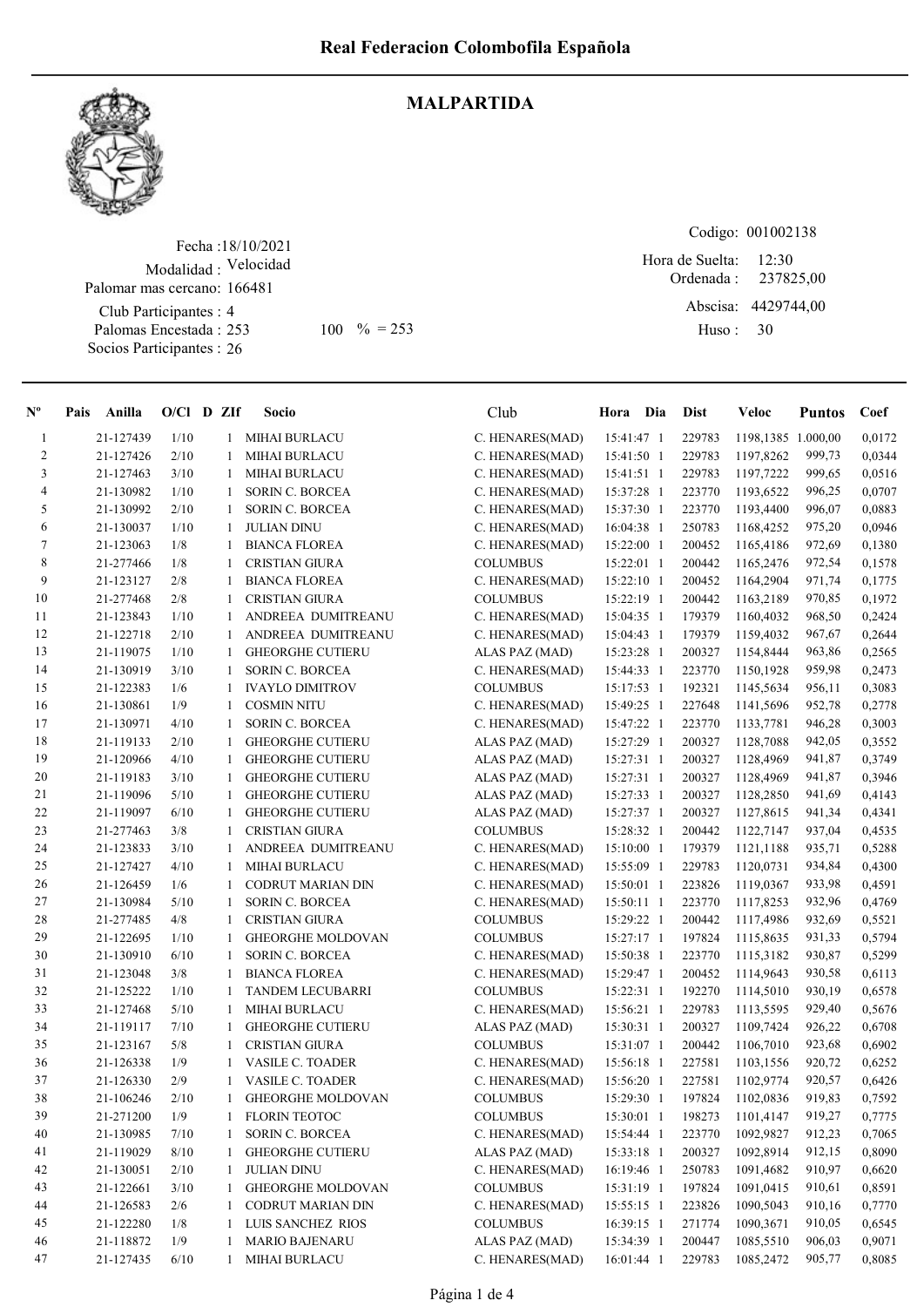# Real Federacion Colombofila Española

## MALPARTIDA

Fecha :18/10/2021
Modalidad : Velocidad
Palomar mas cercano: 166481
Club Participantes : 4
Palomas Encestada : 253 100 % = 253
Socios Participantes : 26

Codigo: 001002138
Hora de Suelta: 12:30
Ordenada : 237825,00
Abscisa: 4429744,00
Huso : 30

| Nº | Pais | Anilla | O/Cl | D | ZIf | Socio | Club | Hora | Dia | Dist | Veloc | Puntos | Coef |
|---|---|---|---|---|---|---|---|---|---|---|---|---|---|
| 1 | | 21-127439 | 1/10 | | 1 | MIHAI BURLACU | C. HENARES(MAD) | 15:41:47 | 1 | 229783 | 1198,1385 | 1.000,00 | 0,0172 |
| 2 | | 21-127426 | 2/10 | | 1 | MIHAI BURLACU | C. HENARES(MAD) | 15:41:50 | 1 | 229783 | 1197,8262 | 999,73 | 0,0344 |
| 3 | | 21-127463 | 3/10 | | 1 | MIHAI BURLACU | C. HENARES(MAD) | 15:41:51 | 1 | 229783 | 1197,7222 | 999,65 | 0,0516 |
| 4 | | 21-130982 | 1/10 | | 1 | SORIN C. BORCEA | C. HENARES(MAD) | 15:37:28 | 1 | 223770 | 1193,6522 | 996,25 | 0,0707 |
| 5 | | 21-130992 | 2/10 | | 1 | SORIN C. BORCEA | C. HENARES(MAD) | 15:37:30 | 1 | 223770 | 1193,4400 | 996,07 | 0,0883 |
| 6 | | 21-130037 | 1/10 | | 1 | JULIAN DINU | C. HENARES(MAD) | 16:04:38 | 1 | 250783 | 1168,4252 | 975,20 | 0,0946 |
| 7 | | 21-123063 | 1/8 | | 1 | BIANCA FLOREA | C. HENARES(MAD) | 15:22:00 | 1 | 200452 | 1165,4186 | 972,69 | 0,1380 |
| 8 | | 21-277466 | 1/8 | | 1 | CRISTIAN GIURA | COLUMBUS | 15:22:01 | 1 | 200442 | 1165,2476 | 972,54 | 0,1578 |
| 9 | | 21-123127 | 2/8 | | 1 | BIANCA FLOREA | C. HENARES(MAD) | 15:22:10 | 1 | 200452 | 1164,2904 | 971,74 | 0,1775 |
| 10 | | 21-277468 | 2/8 | | 1 | CRISTIAN GIURA | COLUMBUS | 15:22:19 | 1 | 200442 | 1163,2189 | 970,85 | 0,1972 |
| 11 | | 21-123843 | 1/10 | | 1 | ANDREEA DUMITREANU | C. HENARES(MAD) | 15:04:35 | 1 | 179379 | 1160,4032 | 968,50 | 0,2424 |
| 12 | | 21-122718 | 2/10 | | 1 | ANDREEA DUMITREANU | C. HENARES(MAD) | 15:04:43 | 1 | 179379 | 1159,4032 | 967,67 | 0,2644 |
| 13 | | 21-119075 | 1/10 | | 1 | GHEORGHE CUTIERU | ALAS PAZ (MAD) | 15:23:28 | 1 | 200327 | 1154,8444 | 963,86 | 0,2565 |
| 14 | | 21-130919 | 3/10 | | 1 | SORIN C. BORCEA | C. HENARES(MAD) | 15:44:33 | 1 | 223770 | 1150,1928 | 959,98 | 0,2473 |
| 15 | | 21-122383 | 1/6 | | 1 | IVAYLO DIMITROV | COLUMBUS | 15:17:53 | 1 | 192321 | 1145,5634 | 956,11 | 0,3083 |
| 16 | | 21-130861 | 1/9 | | 1 | COSMIN NITU | C. HENARES(MAD) | 15:49:25 | 1 | 227648 | 1141,5696 | 952,78 | 0,2778 |
| 17 | | 21-130971 | 4/10 | | 1 | SORIN C. BORCEA | C. HENARES(MAD) | 15:47:22 | 1 | 223770 | 1133,7781 | 946,28 | 0,3003 |
| 18 | | 21-119133 | 2/10 | | 1 | GHEORGHE CUTIERU | ALAS PAZ (MAD) | 15:27:29 | 1 | 200327 | 1128,7088 | 942,05 | 0,3552 |
| 19 | | 21-120966 | 4/10 | | 1 | GHEORGHE CUTIERU | ALAS PAZ (MAD) | 15:27:31 | 1 | 200327 | 1128,4969 | 941,87 | 0,3749 |
| 20 | | 21-119183 | 3/10 | | 1 | GHEORGHE CUTIERU | ALAS PAZ (MAD) | 15:27:31 | 1 | 200327 | 1128,4969 | 941,87 | 0,3946 |
| 21 | | 21-119096 | 5/10 | | 1 | GHEORGHE CUTIERU | ALAS PAZ (MAD) | 15:27:33 | 1 | 200327 | 1128,2850 | 941,69 | 0,4143 |
| 22 | | 21-119097 | 6/10 | | 1 | GHEORGHE CUTIERU | ALAS PAZ (MAD) | 15:27:37 | 1 | 200327 | 1127,8615 | 941,34 | 0,4341 |
| 23 | | 21-277463 | 3/8 | | 1 | CRISTIAN GIURA | COLUMBUS | 15:28:32 | 1 | 200442 | 1122,7147 | 937,04 | 0,4535 |
| 24 | | 21-123833 | 3/10 | | 1 | ANDREEA DUMITREANU | C. HENARES(MAD) | 15:10:00 | 1 | 179379 | 1121,1188 | 935,71 | 0,5288 |
| 25 | | 21-127427 | 4/10 | | 1 | MIHAI BURLACU | C. HENARES(MAD) | 15:55:09 | 1 | 229783 | 1120,0731 | 934,84 | 0,4300 |
| 26 | | 21-126459 | 1/6 | | 1 | CODRUT MARIAN DIN | C. HENARES(MAD) | 15:50:01 | 1 | 223826 | 1119,0367 | 933,98 | 0,4591 |
| 27 | | 21-130984 | 5/10 | | 1 | SORIN C. BORCEA | C. HENARES(MAD) | 15:50:11 | 1 | 223770 | 1117,8253 | 932,96 | 0,4769 |
| 28 | | 21-277485 | 4/8 | | 1 | CRISTIAN GIURA | COLUMBUS | 15:29:22 | 1 | 200442 | 1117,4986 | 932,69 | 0,5521 |
| 29 | | 21-122695 | 1/10 | | 1 | GHEORGHE MOLDOVAN | COLUMBUS | 15:27:17 | 1 | 197824 | 1115,8635 | 931,33 | 0,5794 |
| 30 | | 21-130910 | 6/10 | | 1 | SORIN C. BORCEA | C. HENARES(MAD) | 15:50:38 | 1 | 223770 | 1115,3182 | 930,87 | 0,5299 |
| 31 | | 21-123048 | 3/8 | | 1 | BIANCA FLOREA | C. HENARES(MAD) | 15:29:47 | 1 | 200452 | 1114,9643 | 930,58 | 0,6113 |
| 32 | | 21-125222 | 1/10 | | 1 | TANDEM LECUBARRI | COLUMBUS | 15:22:31 | 1 | 192270 | 1114,5010 | 930,19 | 0,6578 |
| 33 | | 21-127468 | 5/10 | | 1 | MIHAI BURLACU | C. HENARES(MAD) | 15:56:21 | 1 | 229783 | 1113,5595 | 929,40 | 0,5676 |
| 34 | | 21-119117 | 7/10 | | 1 | GHEORGHE CUTIERU | ALAS PAZ (MAD) | 15:30:31 | 1 | 200327 | 1109,7424 | 926,22 | 0,6708 |
| 35 | | 21-123167 | 5/8 | | 1 | CRISTIAN GIURA | COLUMBUS | 15:31:07 | 1 | 200442 | 1106,7010 | 923,68 | 0,6902 |
| 36 | | 21-126338 | 1/9 | | 1 | VASILE C. TOADER | C. HENARES(MAD) | 15:56:18 | 1 | 227581 | 1103,1556 | 920,72 | 0,6252 |
| 37 | | 21-126330 | 2/9 | | 1 | VASILE C. TOADER | C. HENARES(MAD) | 15:56:20 | 1 | 227581 | 1102,9774 | 920,57 | 0,6426 |
| 38 | | 21-106246 | 2/10 | | 1 | GHEORGHE MOLDOVAN | COLUMBUS | 15:29:30 | 1 | 197824 | 1102,0836 | 919,83 | 0,7592 |
| 39 | | 21-271200 | 1/9 | | 1 | FLORIN TEOTOC | COLUMBUS | 15:30:01 | 1 | 198273 | 1101,4147 | 919,27 | 0,7775 |
| 40 | | 21-130985 | 7/10 | | 1 | SORIN C. BORCEA | C. HENARES(MAD) | 15:54:44 | 1 | 223770 | 1092,9827 | 912,23 | 0,7065 |
| 41 | | 21-119029 | 8/10 | | 1 | GHEORGHE CUTIERU | ALAS PAZ (MAD) | 15:33:18 | 1 | 200327 | 1092,8914 | 912,15 | 0,8090 |
| 42 | | 21-130051 | 2/10 | | 1 | JULIAN DINU | C. HENARES(MAD) | 16:19:46 | 1 | 250783 | 1091,4682 | 910,97 | 0,6620 |
| 43 | | 21-122661 | 3/10 | | 1 | GHEORGHE MOLDOVAN | COLUMBUS | 15:31:19 | 1 | 197824 | 1091,0415 | 910,61 | 0,8591 |
| 44 | | 21-126583 | 2/6 | | 1 | CODRUT MARIAN DIN | C. HENARES(MAD) | 15:55:15 | 1 | 223826 | 1090,5043 | 910,16 | 0,7770 |
| 45 | | 21-122280 | 1/8 | | 1 | LUIS SANCHEZ RIOS | COLUMBUS | 16:39:15 | 1 | 271774 | 1090,3671 | 910,05 | 0,6545 |
| 46 | | 21-118872 | 1/9 | | 1 | MARIO BAJENARU | ALAS PAZ (MAD) | 15:34:39 | 1 | 200447 | 1085,5510 | 906,03 | 0,9071 |
| 47 | | 21-127435 | 6/10 | | 1 | MIHAI BURLACU | C. HENARES(MAD) | 16:01:44 | 1 | 229783 | 1085,2472 | 905,77 | 0,8085 |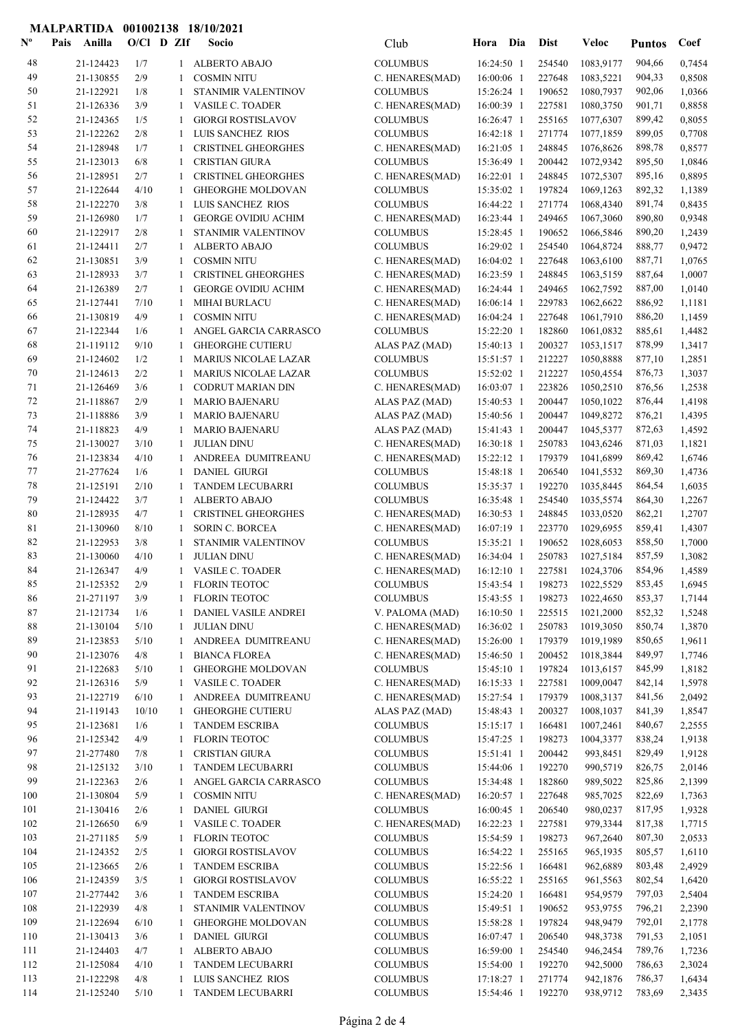**MALPARTIDA 001002138 18/10/2021**

| Nº | Pais | Anilla | O/Cl | D | ZIf | Socio | Club | Hora | Dia | Dist | Veloc | Puntos | Coef |
|---|---|---|---|---|---|---|---|---|---|---|---|---|---|
| 48 | | 21-124423 | 1/7 | | 1 | ALBERTO ABAJO | COLUMBUS | 16:24:50 | 1 | 254540 | 1083,9177 | 904,66 | 0,7454 |
| 49 | | 21-130855 | 2/9 | | 1 | COSMIN NITU | C. HENARES(MAD) | 16:00:06 | 1 | 227648 | 1083,5221 | 904,33 | 0,8508 |
| 50 | | 21-122921 | 1/8 | | 1 | STANIMIR VALENTINOV | COLUMBUS | 15:26:24 | 1 | 190652 | 1080,7937 | 902,06 | 1,0366 |
| 51 | | 21-126336 | 3/9 | | 1 | VASILE C. TOADER | C. HENARES(MAD) | 16:00:39 | 1 | 227581 | 1080,3750 | 901,71 | 0,8858 |
| 52 | | 21-124365 | 1/5 | | 1 | GIORGI ROSTISLAVOV | COLUMBUS | 16:26:47 | 1 | 255165 | 1077,6307 | 899,42 | 0,8055 |
| 53 | | 21-122262 | 2/8 | | 1 | LUIS SANCHEZ RIOS | COLUMBUS | 16:42:18 | 1 | 271774 | 1077,1859 | 899,05 | 0,7708 |
| 54 | | 21-128948 | 1/7 | | 1 | CRISTINEL GHEORGHES | C. HENARES(MAD) | 16:21:05 | 1 | 248845 | 1076,8626 | 898,78 | 0,8577 |
| 55 | | 21-123013 | 6/8 | | 1 | CRISTIAN GIURA | COLUMBUS | 15:36:49 | 1 | 200442 | 1072,9342 | 895,50 | 1,0846 |
| 56 | | 21-128951 | 2/7 | | 1 | CRISTINEL GHEORGHES | C. HENARES(MAD) | 16:22:01 | 1 | 248845 | 1072,5307 | 895,16 | 0,8895 |
| 57 | | 21-122644 | 4/10 | | 1 | GHEORGHE MOLDOVAN | COLUMBUS | 15:35:02 | 1 | 197824 | 1069,1263 | 892,32 | 1,1389 |
| 58 | | 21-122270 | 3/8 | | 1 | LUIS SANCHEZ RIOS | COLUMBUS | 16:44:22 | 1 | 271774 | 1068,4340 | 891,74 | 0,8435 |
| 59 | | 21-126980 | 1/7 | | 1 | GEORGE OVIDIU ACHIM | C. HENARES(MAD) | 16:23:44 | 1 | 249465 | 1067,3060 | 890,80 | 0,9348 |
| 60 | | 21-122917 | 2/8 | | 1 | STANIMIR VALENTINOV | COLUMBUS | 15:28:45 | 1 | 190652 | 1066,5846 | 890,20 | 1,2439 |
| 61 | | 21-124411 | 2/7 | | 1 | ALBERTO ABAJO | COLUMBUS | 16:29:02 | 1 | 254540 | 1064,8724 | 888,77 | 0,9472 |
| 62 | | 21-130851 | 3/9 | | 1 | COSMIN NITU | C. HENARES(MAD) | 16:04:02 | 1 | 227648 | 1063,6100 | 887,71 | 1,0765 |
| 63 | | 21-128933 | 3/7 | | 1 | CRISTINEL GHEORGHES | C. HENARES(MAD) | 16:23:59 | 1 | 248845 | 1063,5159 | 887,64 | 1,0007 |
| 64 | | 21-126389 | 2/7 | | 1 | GEORGE OVIDIU ACHIM | C. HENARES(MAD) | 16:24:44 | 1 | 249465 | 1062,7592 | 887,00 | 1,0140 |
| 65 | | 21-127441 | 7/10 | | 1 | MIHAI BURLACU | C. HENARES(MAD) | 16:06:14 | 1 | 229783 | 1062,6622 | 886,92 | 1,1181 |
| 66 | | 21-130819 | 4/9 | | 1 | COSMIN NITU | C. HENARES(MAD) | 16:04:24 | 1 | 227648 | 1061,7910 | 886,20 | 1,1459 |
| 67 | | 21-122344 | 1/6 | | 1 | ANGEL GARCIA CARRASCO | COLUMBUS | 15:22:20 | 1 | 182860 | 1061,0832 | 885,61 | 1,4482 |
| 68 | | 21-119112 | 9/10 | | 1 | GHEORGHE CUTIERU | ALAS PAZ (MAD) | 15:40:13 | 1 | 200327 | 1053,1517 | 878,99 | 1,3417 |
| 69 | | 21-124602 | 1/2 | | 1 | MARIUS NICOLAE LAZAR | COLUMBUS | 15:51:57 | 1 | 212227 | 1050,8888 | 877,10 | 1,2851 |
| 70 | | 21-124613 | 2/2 | | 1 | MARIUS NICOLAE LAZAR | COLUMBUS | 15:52:02 | 1 | 212227 | 1050,4554 | 876,73 | 1,3037 |
| 71 | | 21-126469 | 3/6 | | 1 | CODRUT MARIAN DIN | C. HENARES(MAD) | 16:03:07 | 1 | 223826 | 1050,2510 | 876,56 | 1,2538 |
| 72 | | 21-118867 | 2/9 | | 1 | MARIO BAJENARU | ALAS PAZ (MAD) | 15:40:53 | 1 | 200447 | 1050,1022 | 876,44 | 1,4198 |
| 73 | | 21-118886 | 3/9 | | 1 | MARIO BAJENARU | ALAS PAZ (MAD) | 15:40:56 | 1 | 200447 | 1049,8272 | 876,21 | 1,4395 |
| 74 | | 21-118823 | 4/9 | | 1 | MARIO BAJENARU | ALAS PAZ (MAD) | 15:41:43 | 1 | 200447 | 1045,5377 | 872,63 | 1,4592 |
| 75 | | 21-130027 | 3/10 | | 1 | JULIAN DINU | C. HENARES(MAD) | 16:30:18 | 1 | 250783 | 1043,6246 | 871,03 | 1,1821 |
| 76 | | 21-123834 | 4/10 | | 1 | ANDREEA DUMITREANU | C. HENARES(MAD) | 15:22:12 | 1 | 179379 | 1041,6899 | 869,42 | 1,6746 |
| 77 | | 21-277624 | 1/6 | | 1 | DANIEL GIURGI | COLUMBUS | 15:48:18 | 1 | 206540 | 1041,5532 | 869,30 | 1,4736 |
| 78 | | 21-125191 | 2/10 | | 1 | TANDEM LECUBARRI | COLUMBUS | 15:35:37 | 1 | 192270 | 1035,8445 | 864,54 | 1,6035 |
| 79 | | 21-124422 | 3/7 | | 1 | ALBERTO ABAJO | COLUMBUS | 16:35:48 | 1 | 254540 | 1035,5574 | 864,30 | 1,2267 |
| 80 | | 21-128935 | 4/7 | | 1 | CRISTINEL GHEORGHES | C. HENARES(MAD) | 16:30:53 | 1 | 248845 | 1033,0520 | 862,21 | 1,2707 |
| 81 | | 21-130960 | 8/10 | | 1 | SORIN C. BORCEA | C. HENARES(MAD) | 16:07:19 | 1 | 223770 | 1029,6955 | 859,41 | 1,4307 |
| 82 | | 21-122953 | 3/8 | | 1 | STANIMIR VALENTINOV | COLUMBUS | 15:35:21 | 1 | 190652 | 1028,6053 | 858,50 | 1,7000 |
| 83 | | 21-130060 | 4/10 | | 1 | JULIAN DINU | C. HENARES(MAD) | 16:34:04 | 1 | 250783 | 1027,5184 | 857,59 | 1,3082 |
| 84 | | 21-126347 | 4/9 | | 1 | VASILE C. TOADER | C. HENARES(MAD) | 16:12:10 | 1 | 227581 | 1024,3706 | 854,96 | 1,4589 |
| 85 | | 21-125352 | 2/9 | | 1 | FLORIN TEOTOC | COLUMBUS | 15:43:54 | 1 | 198273 | 1022,5529 | 853,45 | 1,6945 |
| 86 | | 21-271197 | 3/9 | | 1 | FLORIN TEOTOC | COLUMBUS | 15:43:55 | 1 | 198273 | 1022,4650 | 853,37 | 1,7144 |
| 87 | | 21-121734 | 1/6 | | 1 | DANIEL VASILE ANDREI | V. PALOMA (MAD) | 16:10:50 | 1 | 225515 | 1021,2000 | 852,32 | 1,5248 |
| 88 | | 21-130104 | 5/10 | | 1 | JULIAN DINU | C. HENARES(MAD) | 16:36:02 | 1 | 250783 | 1019,3050 | 850,74 | 1,3870 |
| 89 | | 21-123853 | 5/10 | | 1 | ANDREEA DUMITREANU | C. HENARES(MAD) | 15:26:00 | 1 | 179379 | 1019,1989 | 850,65 | 1,9611 |
| 90 | | 21-123076 | 4/8 | | 1 | BIANCA FLOREA | C. HENARES(MAD) | 15:46:50 | 1 | 200452 | 1018,3844 | 849,97 | 1,7746 |
| 91 | | 21-122683 | 5/10 | | 1 | GHEORGHE MOLDOVAN | COLUMBUS | 15:45:10 | 1 | 197824 | 1013,6157 | 845,99 | 1,8182 |
| 92 | | 21-126316 | 5/9 | | 1 | VASILE C. TOADER | C. HENARES(MAD) | 16:15:33 | 1 | 227581 | 1009,0047 | 842,14 | 1,5978 |
| 93 | | 21-122719 | 6/10 | | 1 | ANDREEA DUMITREANU | C. HENARES(MAD) | 15:27:54 | 1 | 179379 | 1008,3137 | 841,56 | 2,0492 |
| 94 | | 21-119143 | 10/10 | | 1 | GHEORGHE CUTIERU | ALAS PAZ (MAD) | 15:48:43 | 1 | 200327 | 1008,1037 | 841,39 | 1,8547 |
| 95 | | 21-123681 | 1/6 | | 1 | TANDEM ESCRIBA | COLUMBUS | 15:15:17 | 1 | 166481 | 1007,2461 | 840,67 | 2,2555 |
| 96 | | 21-125342 | 4/9 | | 1 | FLORIN TEOTOC | COLUMBUS | 15:47:25 | 1 | 198273 | 1004,3377 | 838,24 | 1,9138 |
| 97 | | 21-277480 | 7/8 | | 1 | CRISTIAN GIURA | COLUMBUS | 15:51:41 | 1 | 200442 | 993,8451 | 829,49 | 1,9128 |
| 98 | | 21-125132 | 3/10 | | 1 | TANDEM LECUBARRI | COLUMBUS | 15:44:06 | 1 | 192270 | 990,5719 | 826,75 | 2,0146 |
| 99 | | 21-122363 | 2/6 | | 1 | ANGEL GARCIA CARRASCO | COLUMBUS | 15:34:48 | 1 | 182860 | 989,5022 | 825,86 | 2,1399 |
| 100 | | 21-130804 | 5/9 | | 1 | COSMIN NITU | C. HENARES(MAD) | 16:20:57 | 1 | 227648 | 985,7025 | 822,69 | 1,7363 |
| 101 | | 21-130416 | 2/6 | | 1 | DANIEL GIURGI | COLUMBUS | 16:00:45 | 1 | 206540 | 980,0237 | 817,95 | 1,9328 |
| 102 | | 21-126650 | 6/9 | | 1 | VASILE C. TOADER | C. HENARES(MAD) | 16:22:23 | 1 | 227581 | 979,3344 | 817,38 | 1,7715 |
| 103 | | 21-271185 | 5/9 | | 1 | FLORIN TEOTOC | COLUMBUS | 15:54:59 | 1 | 198273 | 967,2640 | 807,30 | 2,0533 |
| 104 | | 21-124352 | 2/5 | | 1 | GIORGI ROSTISLAVOV | COLUMBUS | 16:54:22 | 1 | 255165 | 965,1935 | 805,57 | 1,6110 |
| 105 | | 21-123665 | 2/6 | | 1 | TANDEM ESCRIBA | COLUMBUS | 15:22:56 | 1 | 166481 | 962,6889 | 803,48 | 2,4929 |
| 106 | | 21-124359 | 3/5 | | 1 | GIORGI ROSTISLAVOV | COLUMBUS | 16:55:22 | 1 | 255165 | 961,5563 | 802,54 | 1,6420 |
| 107 | | 21-277442 | 3/6 | | 1 | TANDEM ESCRIBA | COLUMBUS | 15:24:20 | 1 | 166481 | 954,9579 | 797,03 | 2,5404 |
| 108 | | 21-122939 | 4/8 | | 1 | STANIMIR VALENTINOV | COLUMBUS | 15:49:51 | 1 | 190652 | 953,9755 | 796,21 | 2,2390 |
| 109 | | 21-122694 | 6/10 | | 1 | GHEORGHE MOLDOVAN | COLUMBUS | 15:58:28 | 1 | 197824 | 948,9479 | 792,01 | 2,1778 |
| 110 | | 21-130413 | 3/6 | | 1 | DANIEL GIURGI | COLUMBUS | 16:07:47 | 1 | 206540 | 948,3738 | 791,53 | 2,1051 |
| 111 | | 21-124403 | 4/7 | | 1 | ALBERTO ABAJO | COLUMBUS | 16:59:00 | 1 | 254540 | 946,2454 | 789,76 | 1,7236 |
| 112 | | 21-125084 | 4/10 | | 1 | TANDEM LECUBARRI | COLUMBUS | 15:54:00 | 1 | 192270 | 942,5000 | 786,63 | 2,3024 |
| 113 | | 21-122298 | 4/8 | | 1 | LUIS SANCHEZ RIOS | COLUMBUS | 17:18:27 | 1 | 271774 | 942,1876 | 786,37 | 1,6434 |
| 114 | | 21-125240 | 5/10 | | 1 | TANDEM LECUBARRI | COLUMBUS | 15:54:46 | 1 | 192270 | 938,9712 | 783,69 | 2,3435 |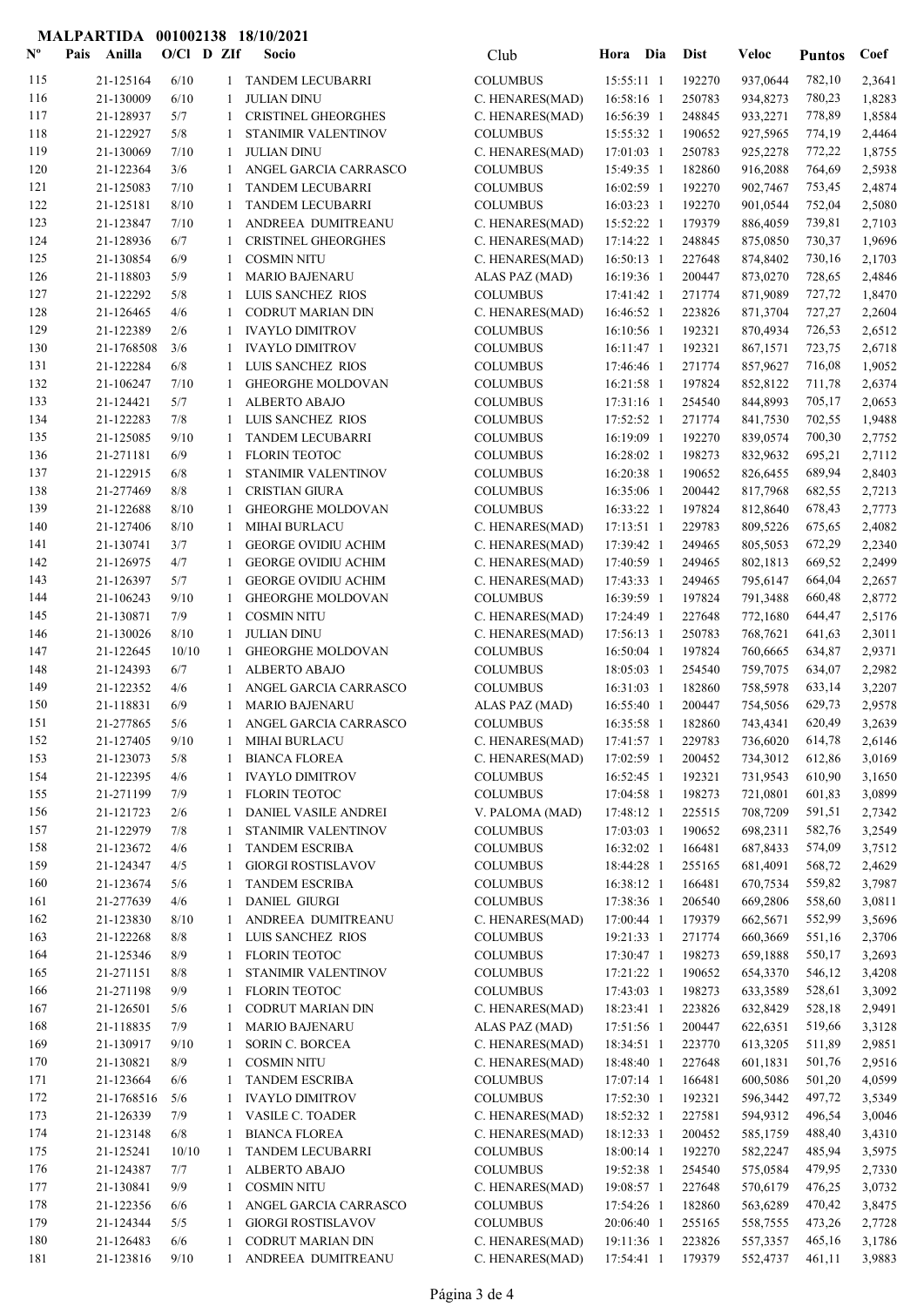**MALPARTIDA 001002138 18/10/2021**

| Nº | Pais | Anilla | O/Cl | D | ZIf | Socio | Club | Hora | Dia | Dist | Veloc | Puntos | Coef |
|---|---|---|---|---|---|---|---|---|---|---|---|---|---|
| 115 | | 21-125164 | 6/10 | | 1 | TANDEM LECUBARRI | COLUMBUS | 15:55:11 | 1 | 192270 | 937,0644 | 782,10 | 2,3641 |
| 116 | | 21-130009 | 6/10 | | 1 | JULIAN DINU | C. HENARES(MAD) | 16:58:16 | 1 | 250783 | 934,8273 | 780,23 | 1,8283 |
| 117 | | 21-128937 | 5/7 | | 1 | CRISTINEL GHEORGHES | C. HENARES(MAD) | 16:56:39 | 1 | 248845 | 933,2271 | 778,89 | 1,8584 |
| 118 | | 21-122927 | 5/8 | | 1 | STANIMIR VALENTINOV | COLUMBUS | 15:55:32 | 1 | 190652 | 927,5965 | 774,19 | 2,4464 |
| 119 | | 21-130069 | 7/10 | | 1 | JULIAN DINU | C. HENARES(MAD) | 17:01:03 | 1 | 250783 | 925,2278 | 772,22 | 1,8755 |
| 120 | | 21-122364 | 3/6 | | 1 | ANGEL GARCIA CARRASCO | COLUMBUS | 15:49:35 | 1 | 182860 | 916,2088 | 764,69 | 2,5938 |
| 121 | | 21-125083 | 7/10 | | 1 | TANDEM LECUBARRI | COLUMBUS | 16:02:59 | 1 | 192270 | 902,7467 | 753,45 | 2,4874 |
| 122 | | 21-125181 | 8/10 | | 1 | TANDEM LECUBARRI | COLUMBUS | 16:03:23 | 1 | 192270 | 901,0544 | 752,04 | 2,5080 |
| 123 | | 21-123847 | 7/10 | | 1 | ANDREEA DUMITREANU | C. HENARES(MAD) | 15:52:22 | 1 | 179379 | 886,4059 | 739,81 | 2,7103 |
| 124 | | 21-128936 | 6/7 | | 1 | CRISTINEL GHEORGHES | C. HENARES(MAD) | 17:14:22 | 1 | 248845 | 875,0850 | 730,37 | 1,9696 |
| 125 | | 21-130854 | 6/9 | | 1 | COSMIN NITU | C. HENARES(MAD) | 16:50:13 | 1 | 227648 | 874,8402 | 730,16 | 2,1703 |
| 126 | | 21-118803 | 5/9 | | 1 | MARIO BAJENARU | ALAS PAZ (MAD) | 16:19:36 | 1 | 200447 | 873,0270 | 728,65 | 2,4846 |
| 127 | | 21-122292 | 5/8 | | 1 | LUIS SANCHEZ RIOS | COLUMBUS | 17:41:42 | 1 | 271774 | 871,9089 | 727,72 | 1,8470 |
| 128 | | 21-126465 | 4/6 | | 1 | CODRUT MARIAN DIN | C. HENARES(MAD) | 16:46:52 | 1 | 223826 | 871,3704 | 727,27 | 2,2604 |
| 129 | | 21-122389 | 2/6 | | 1 | IVAYLO DIMITROV | COLUMBUS | 16:10:56 | 1 | 192321 | 870,4934 | 726,53 | 2,6512 |
| 130 | | 21-1768508 | 3/6 | | 1 | IVAYLO DIMITROV | COLUMBUS | 16:11:47 | 1 | 192321 | 867,1571 | 723,75 | 2,6718 |
| 131 | | 21-122284 | 6/8 | | 1 | LUIS SANCHEZ RIOS | COLUMBUS | 17:46:46 | 1 | 271774 | 857,9627 | 716,08 | 1,9052 |
| 132 | | 21-106247 | 7/10 | | 1 | GHEORGHE MOLDOVAN | COLUMBUS | 16:21:58 | 1 | 197824 | 852,8122 | 711,78 | 2,6374 |
| 133 | | 21-124421 | 5/7 | | 1 | ALBERTO ABAJO | COLUMBUS | 17:31:16 | 1 | 254540 | 844,8993 | 705,17 | 2,0653 |
| 134 | | 21-122283 | 7/8 | | 1 | LUIS SANCHEZ RIOS | COLUMBUS | 17:52:52 | 1 | 271774 | 841,7530 | 702,55 | 1,9488 |
| 135 | | 21-125085 | 9/10 | | 1 | TANDEM LECUBARRI | COLUMBUS | 16:19:09 | 1 | 192270 | 839,0574 | 700,30 | 2,7752 |
| 136 | | 21-271181 | 6/9 | | 1 | FLORIN TEOTOC | COLUMBUS | 16:28:02 | 1 | 198273 | 832,9632 | 695,21 | 2,7112 |
| 137 | | 21-122915 | 6/8 | | 1 | STANIMIR VALENTINOV | COLUMBUS | 16:20:38 | 1 | 190652 | 826,6455 | 689,94 | 2,8403 |
| 138 | | 21-277469 | 8/8 | | 1 | CRISTIAN GIURA | COLUMBUS | 16:35:06 | 1 | 200442 | 817,7968 | 682,55 | 2,7213 |
| 139 | | 21-122688 | 8/10 | | 1 | GHEORGHE MOLDOVAN | COLUMBUS | 16:33:22 | 1 | 197824 | 812,8640 | 678,43 | 2,7773 |
| 140 | | 21-127406 | 8/10 | | 1 | MIHAI BURLACU | C. HENARES(MAD) | 17:13:51 | 1 | 229783 | 809,5226 | 675,65 | 2,4082 |
| 141 | | 21-130741 | 3/7 | | 1 | GEORGE OVIDIU ACHIM | C. HENARES(MAD) | 17:39:42 | 1 | 249465 | 805,5053 | 672,29 | 2,2340 |
| 142 | | 21-126975 | 4/7 | | 1 | GEORGE OVIDIU ACHIM | C. HENARES(MAD) | 17:40:59 | 1 | 249465 | 802,1813 | 669,52 | 2,2499 |
| 143 | | 21-126397 | 5/7 | | 1 | GEORGE OVIDIU ACHIM | C. HENARES(MAD) | 17:43:33 | 1 | 249465 | 795,6147 | 664,04 | 2,2657 |
| 144 | | 21-106243 | 9/10 | | 1 | GHEORGHE MOLDOVAN | COLUMBUS | 16:39:59 | 1 | 197824 | 791,3488 | 660,48 | 2,8772 |
| 145 | | 21-130871 | 7/9 | | 1 | COSMIN NITU | C. HENARES(MAD) | 17:24:49 | 1 | 227648 | 772,1680 | 644,47 | 2,5176 |
| 146 | | 21-130026 | 8/10 | | 1 | JULIAN DINU | C. HENARES(MAD) | 17:56:13 | 1 | 250783 | 768,7621 | 641,63 | 2,3011 |
| 147 | | 21-122645 | 10/10 | | 1 | GHEORGHE MOLDOVAN | COLUMBUS | 16:50:04 | 1 | 197824 | 760,6665 | 634,87 | 2,9371 |
| 148 | | 21-124393 | 6/7 | | 1 | ALBERTO ABAJO | COLUMBUS | 18:05:03 | 1 | 254540 | 759,7075 | 634,07 | 2,2982 |
| 149 | | 21-122352 | 4/6 | | 1 | ANGEL GARCIA CARRASCO | COLUMBUS | 16:31:03 | 1 | 182860 | 758,5978 | 633,14 | 3,2207 |
| 150 | | 21-118831 | 6/9 | | 1 | MARIO BAJENARU | ALAS PAZ (MAD) | 16:55:40 | 1 | 200447 | 754,5056 | 629,73 | 2,9578 |
| 151 | | 21-277865 | 5/6 | | 1 | ANGEL GARCIA CARRASCO | COLUMBUS | 16:35:58 | 1 | 182860 | 743,4341 | 620,49 | 3,2639 |
| 152 | | 21-127405 | 9/10 | | 1 | MIHAI BURLACU | C. HENARES(MAD) | 17:41:57 | 1 | 229783 | 736,6020 | 614,78 | 2,6146 |
| 153 | | 21-123073 | 5/8 | | 1 | BIANCA FLOREA | C. HENARES(MAD) | 17:02:59 | 1 | 200452 | 734,3012 | 612,86 | 3,0169 |
| 154 | | 21-122395 | 4/6 | | 1 | IVAYLO DIMITROV | COLUMBUS | 16:52:45 | 1 | 192321 | 731,9543 | 610,90 | 3,1650 |
| 155 | | 21-271199 | 7/9 | | 1 | FLORIN TEOTOC | COLUMBUS | 17:04:58 | 1 | 198273 | 721,0801 | 601,83 | 3,0899 |
| 156 | | 21-121723 | 2/6 | | 1 | DANIEL VASILE ANDREI | V. PALOMA (MAD) | 17:48:12 | 1 | 225515 | 708,7209 | 591,51 | 2,7342 |
| 157 | | 21-122979 | 7/8 | | 1 | STANIMIR VALENTINOV | COLUMBUS | 17:03:03 | 1 | 190652 | 698,2311 | 582,76 | 3,2549 |
| 158 | | 21-123672 | 4/6 | | 1 | TANDEM ESCRIBA | COLUMBUS | 16:32:02 | 1 | 166481 | 687,8433 | 574,09 | 3,7512 |
| 159 | | 21-124347 | 4/5 | | 1 | GIORGI ROSTISLAVOV | COLUMBUS | 18:44:28 | 1 | 255165 | 681,4091 | 568,72 | 2,4629 |
| 160 | | 21-123674 | 5/6 | | 1 | TANDEM ESCRIBA | COLUMBUS | 16:38:12 | 1 | 166481 | 670,7534 | 559,82 | 3,7987 |
| 161 | | 21-277639 | 4/6 | | 1 | DANIEL GIURGI | COLUMBUS | 17:38:36 | 1 | 206540 | 669,2806 | 558,60 | 3,0811 |
| 162 | | 21-123830 | 8/10 | | 1 | ANDREEA DUMITREANU | C. HENARES(MAD) | 17:00:44 | 1 | 179379 | 662,5671 | 552,99 | 3,5696 |
| 163 | | 21-122268 | 8/8 | | 1 | LUIS SANCHEZ RIOS | COLUMBUS | 19:21:33 | 1 | 271774 | 660,3669 | 551,16 | 2,3706 |
| 164 | | 21-125346 | 8/9 | | 1 | FLORIN TEOTOC | COLUMBUS | 17:30:47 | 1 | 198273 | 659,1888 | 550,17 | 3,2693 |
| 165 | | 21-271151 | 8/8 | | 1 | STANIMIR VALENTINOV | COLUMBUS | 17:21:22 | 1 | 190652 | 654,3370 | 546,12 | 3,4208 |
| 166 | | 21-271198 | 9/9 | | 1 | FLORIN TEOTOC | COLUMBUS | 17:43:03 | 1 | 198273 | 633,3589 | 528,61 | 3,3092 |
| 167 | | 21-126501 | 5/6 | | 1 | CODRUT MARIAN DIN | C. HENARES(MAD) | 18:23:41 | 1 | 223826 | 632,8429 | 528,18 | 2,9491 |
| 168 | | 21-118835 | 7/9 | | 1 | MARIO BAJENARU | ALAS PAZ (MAD) | 17:51:56 | 1 | 200447 | 622,6351 | 519,66 | 3,3128 |
| 169 | | 21-130917 | 9/10 | | 1 | SORIN C. BORCEA | C. HENARES(MAD) | 18:34:51 | 1 | 223770 | 613,3205 | 511,89 | 2,9851 |
| 170 | | 21-130821 | 8/9 | | 1 | COSMIN NITU | C. HENARES(MAD) | 18:48:40 | 1 | 227648 | 601,1831 | 501,76 | 2,9516 |
| 171 | | 21-123664 | 6/6 | | 1 | TANDEM ESCRIBA | COLUMBUS | 17:07:14 | 1 | 166481 | 600,5086 | 501,20 | 4,0599 |
| 172 | | 21-1768516 | 5/6 | | 1 | IVAYLO DIMITROV | COLUMBUS | 17:52:30 | 1 | 192321 | 596,3442 | 497,72 | 3,5349 |
| 173 | | 21-126339 | 7/9 | | 1 | VASILE C. TOADER | C. HENARES(MAD) | 18:52:32 | 1 | 227581 | 594,9312 | 496,54 | 3,0046 |
| 174 | | 21-123148 | 6/8 | | 1 | BIANCA FLOREA | C. HENARES(MAD) | 18:12:33 | 1 | 200452 | 585,1759 | 488,40 | 3,4310 |
| 175 | | 21-125241 | 10/10 | | 1 | TANDEM LECUBARRI | COLUMBUS | 18:00:14 | 1 | 192270 | 582,2247 | 485,94 | 3,5975 |
| 176 | | 21-124387 | 7/7 | | 1 | ALBERTO ABAJO | COLUMBUS | 19:52:38 | 1 | 254540 | 575,0584 | 479,95 | 2,7330 |
| 177 | | 21-130841 | 9/9 | | 1 | COSMIN NITU | C. HENARES(MAD) | 19:08:57 | 1 | 227648 | 570,6179 | 476,25 | 3,0732 |
| 178 | | 21-122356 | 6/6 | | 1 | ANGEL GARCIA CARRASCO | COLUMBUS | 17:54:26 | 1 | 182860 | 563,6289 | 470,42 | 3,8475 |
| 179 | | 21-124344 | 5/5 | | 1 | GIORGI ROSTISLAVOV | COLUMBUS | 20:06:40 | 1 | 255165 | 558,7555 | 473,26 | 2,7728 |
| 180 | | 21-126483 | 6/6 | | 1 | CODRUT MARIAN DIN | C. HENARES(MAD) | 19:11:36 | 1 | 223826 | 557,3357 | 465,16 | 3,1786 |
| 181 | | 21-123816 | 9/10 | | 1 | ANDREEA DUMITREANU | C. HENARES(MAD) | 17:54:41 | 1 | 179379 | 552,4737 | 461,11 | 3,9883 |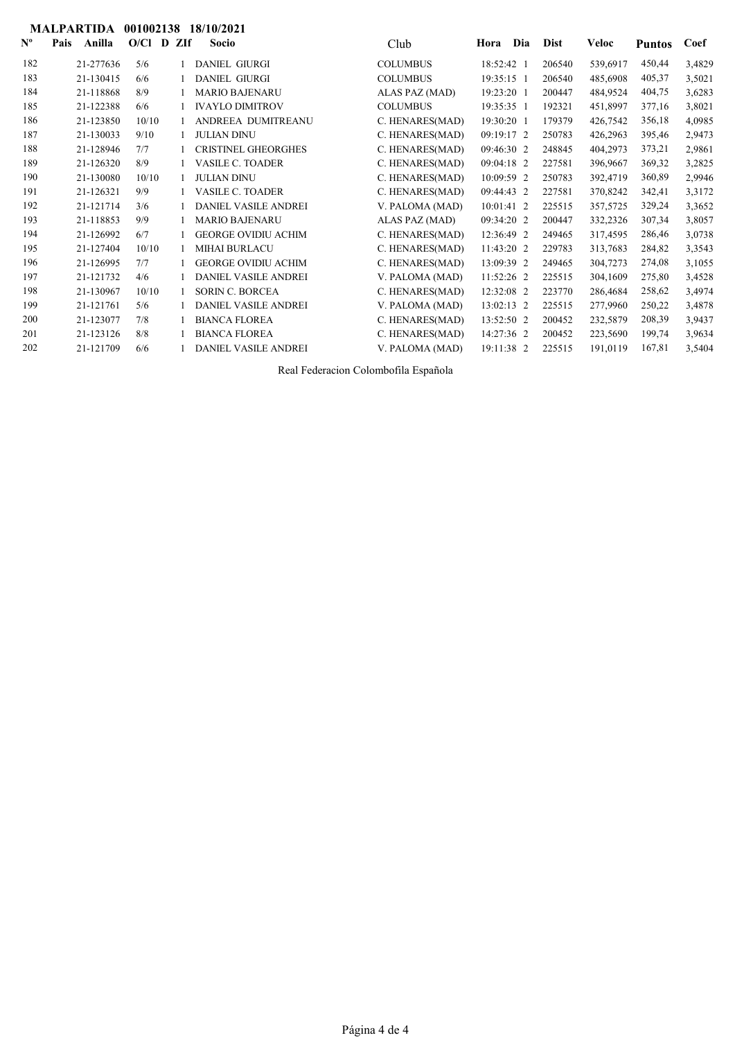**MALPARTIDA 001002138 18/10/2021**

| Nº | Pais | Anilla | O/Cl | D | ZIf | Socio | Club | Hora | Dia | Dist | Veloc | Puntos | Coef |
|---|---|---|---|---|---|---|---|---|---|---|---|---|---|
| 182 | | 21-277636 | 5/6 | | 1 | DANIEL GIURGI | COLUMBUS | 18:52:42 | 1 | 206540 | 539,6917 | 450,44 | 3,4829 |
| 183 | | 21-130415 | 6/6 | | 1 | DANIEL GIURGI | COLUMBUS | 19:35:15 | 1 | 206540 | 485,6908 | 405,37 | 3,5021 |
| 184 | | 21-118868 | 8/9 | | 1 | MARIO BAJENARU | ALAS PAZ (MAD) | 19:23:20 | 1 | 200447 | 484,9524 | 404,75 | 3,6283 |
| 185 | | 21-122388 | 6/6 | | 1 | IVAYLO DIMITROV | COLUMBUS | 19:35:35 | 1 | 192321 | 451,8997 | 377,16 | 3,8021 |
| 186 | | 21-123850 | 10/10 | | 1 | ANDREEA DUMITREANU | C. HENARES(MAD) | 19:30:20 | 1 | 179379 | 426,7542 | 356,18 | 4,0985 |
| 187 | | 21-130033 | 9/10 | | 1 | JULIAN DINU | C. HENARES(MAD) | 09:19:17 | 2 | 250783 | 426,2963 | 395,46 | 2,9473 |
| 188 | | 21-128946 | 7/7 | | 1 | CRISTINEL GHEORGHES | C. HENARES(MAD) | 09:46:30 | 2 | 248845 | 404,2973 | 373,21 | 2,9861 |
| 189 | | 21-126320 | 8/9 | | 1 | VASILE C. TOADER | C. HENARES(MAD) | 09:04:18 | 2 | 227581 | 396,9667 | 369,32 | 3,2825 |
| 190 | | 21-130080 | 10/10 | | 1 | JULIAN DINU | C. HENARES(MAD) | 10:09:59 | 2 | 250783 | 392,4719 | 360,89 | 2,9946 |
| 191 | | 21-126321 | 9/9 | | 1 | VASILE C. TOADER | C. HENARES(MAD) | 09:44:43 | 2 | 227581 | 370,8242 | 342,41 | 3,3172 |
| 192 | | 21-121714 | 3/6 | | 1 | DANIEL VASILE ANDREI | V. PALOMA (MAD) | 10:01:41 | 2 | 225515 | 357,5725 | 329,24 | 3,3652 |
| 193 | | 21-118853 | 9/9 | | 1 | MARIO BAJENARU | ALAS PAZ (MAD) | 09:34:20 | 2 | 200447 | 332,2326 | 307,34 | 3,8057 |
| 194 | | 21-126992 | 6/7 | | 1 | GEORGE OVIDIU ACHIM | C. HENARES(MAD) | 12:36:49 | 2 | 249465 | 317,4595 | 286,46 | 3,0738 |
| 195 | | 21-127404 | 10/10 | | 1 | MIHAI BURLACU | C. HENARES(MAD) | 11:43:20 | 2 | 229783 | 313,7683 | 284,82 | 3,3543 |
| 196 | | 21-126995 | 7/7 | | 1 | GEORGE OVIDIU ACHIM | C. HENARES(MAD) | 13:09:39 | 2 | 249465 | 304,7273 | 274,08 | 3,1055 |
| 197 | | 21-121732 | 4/6 | | 1 | DANIEL VASILE ANDREI | V. PALOMA (MAD) | 11:52:26 | 2 | 225515 | 304,1609 | 275,80 | 3,4528 |
| 198 | | 21-130967 | 10/10 | | 1 | SORIN C. BORCEA | C. HENARES(MAD) | 12:32:08 | 2 | 223770 | 286,4684 | 258,62 | 3,4974 |
| 199 | | 21-121761 | 5/6 | | 1 | DANIEL VASILE ANDREI | V. PALOMA (MAD) | 13:02:13 | 2 | 225515 | 277,9960 | 250,22 | 3,4878 |
| 200 | | 21-123077 | 7/8 | | 1 | BIANCA FLOREA | C. HENARES(MAD) | 13:52:50 | 2 | 200452 | 232,5879 | 208,39 | 3,9437 |
| 201 | | 21-123126 | 8/8 | | 1 | BIANCA FLOREA | C. HENARES(MAD) | 14:27:36 | 2 | 200452 | 223,5690 | 199,74 | 3,9634 |
| 202 | | 21-121709 | 6/6 | | 1 | DANIEL VASILE ANDREI | V. PALOMA (MAD) | 19:11:38 | 2 | 225515 | 191,0119 | 167,81 | 3,5404 |

Real Federacion Colombofila Española